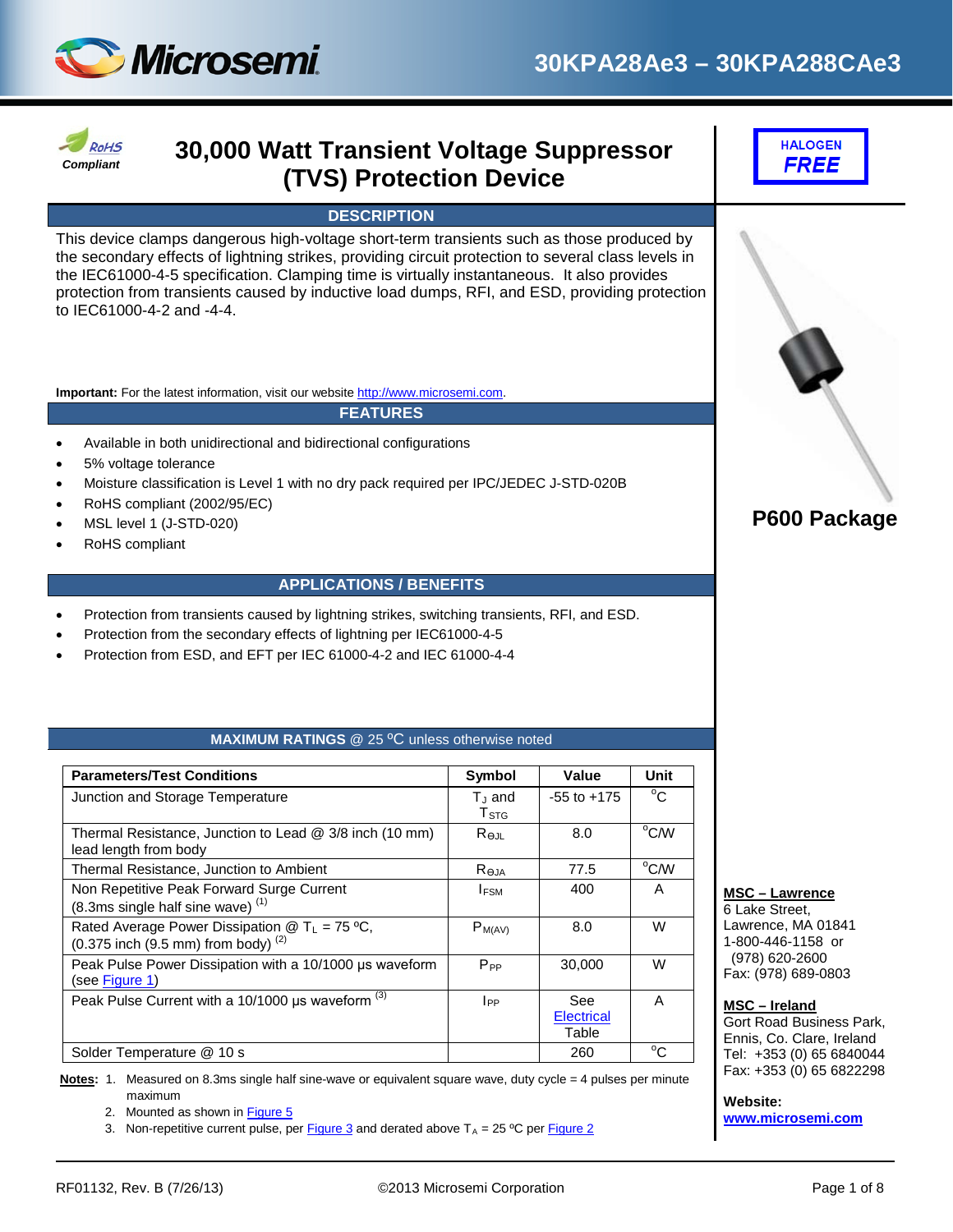**RoHS Compliant**

# 30,000 Watt Transient Voltage Suppressor (TVS) Protection Device

**HALOGEN FREE**

## DESCRIPTION

This device clamps dangerous high-voltage short-term transients such as those produced by the secondary effects of lightning strikes, providing circuit protection to several class levels in the IEC61000-4-5 specification. Clamping time is virtually instantaneous. It also provides protection from transients caused by inductive load dumps, RFI, and ESD, providing protection to IEC61000-4-2 and -4-4.

**Important:** For the latest information, visit our website http://www.microsemi.com.

**P600 Package**

## FEATURES

- Available in both unidirectional and bidirectional configurations
- 5% voltage tolerance
- Moisture classification is Level 1 with no dry pack required per IPC/JEDEC J-STD-020B
- RoHS compliant (2002/95/EC)
- MSL level 1 (J-STD-020)
- RoHS compliant

## APPLICATIONS / BENEFITS

- Protection from transients caused by lightning strikes, switching transients, RFI, and ESD.
- Protection from the secondary effects of lightning per IEC61000-4-5
- Protection from ESD, and EFT per IEC 61000-4-2 and IEC 61000-4-4

## MAXIMUM RATINGS @ 25 °C unless otherwise noted

| Parameters/Test Conditions | Symbol | Value | Unit |
|---|---|---|---|
| Junction and Storage Temperature | $T_J$ and $T_{STG}$ | -55 to +175 | °C |
| Thermal Resistance, Junction to Lead @ 3/8 inch (10 mm) lead length from body | $R_{\Theta JL}$ | 8.0 | °C/W |
| Thermal Resistance, Junction to Ambient | $R_{\Theta JA}$ | 77.5 | °C/W |
| Non Repetitive Peak Forward Surge Current (8.3ms single half sine wave) (1) | $I_{FSM}$ | 400 | A |
| Rated Average Power Dissipation @ $T_L$ = 75 °C, (0.375 inch (9.5 mm) from body) (2) | $P_{M(AV)}$ | 8.0 | W |
| Peak Pulse Power Dissipation with a 10/1000 µs waveform (see Figure 1) | $P_{PP}$ | 30,000 | W |
| Peak Pulse Current with a 10/1000 µs waveform (3) | $I_{PP}$ | See Electrical Table | A |
| Solder Temperature @ 10 s | | 260 | °C |

**Notes:**
1. Measured on 8.3ms single half sine-wave or equivalent square wave, duty cycle = 4 pulses per minute maximum
2. Mounted as shown in Figure 5
3. Non-repetitive current pulse, per Figure 3 and derated above $T_A$ = 25 °C per Figure 2

**MSC – Lawrence**
6 Lake Street,
Lawrence, MA 01841
1-800-446-1158 or
(978) 620-2600
Fax: (978) 689-0803

**MSC – Ireland**
Gort Road Business Park,
Ennis, Co. Clare, Ireland
Tel: +353 (0) 65 6840044
Fax: +353 (0) 65 6822298

**Website:**
**www.microsemi.com**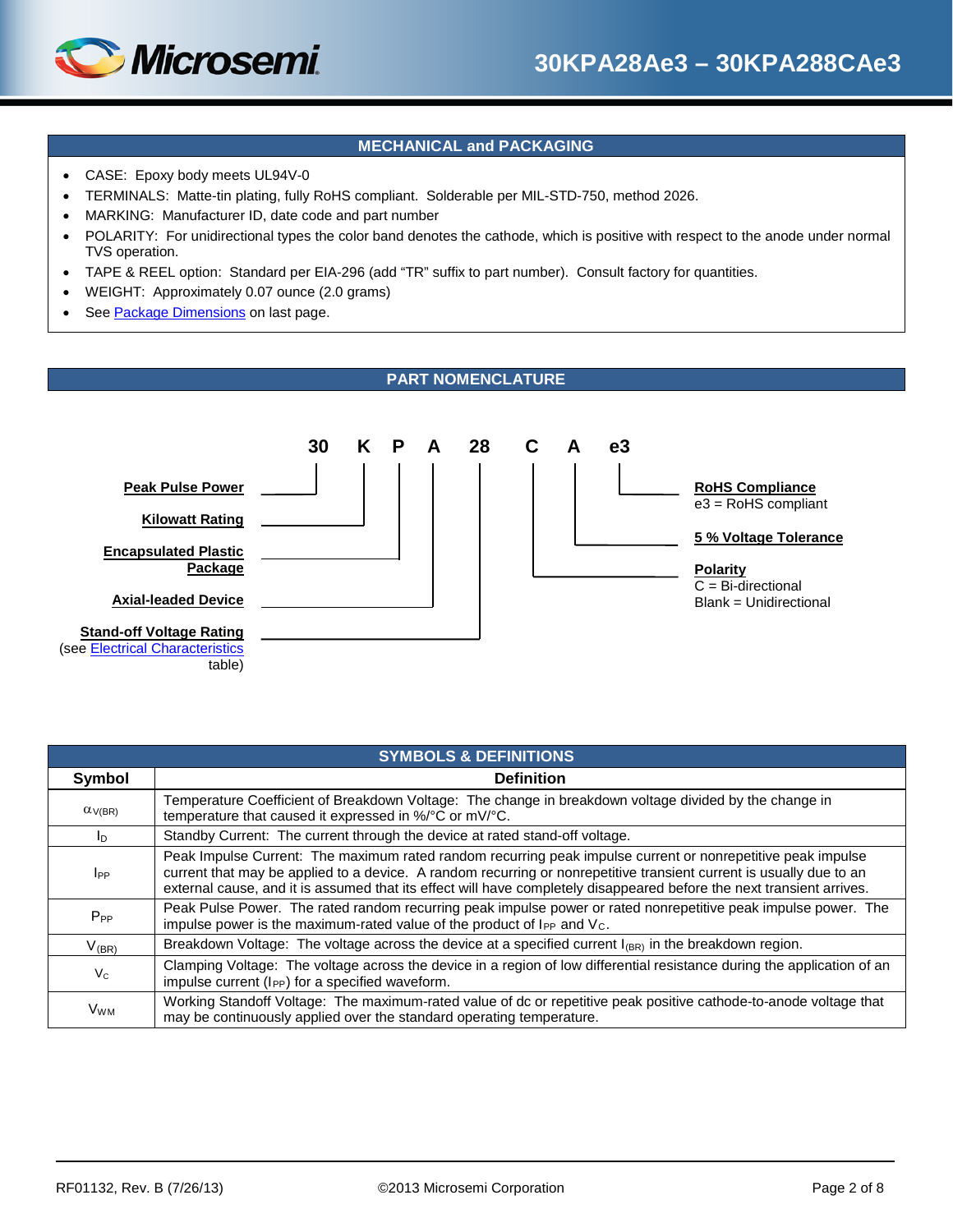## MECHANICAL and PACKAGING

- CASE: Epoxy body meets UL94V-0
- TERMINALS: Matte-tin plating, fully RoHS compliant. Solderable per MIL-STD-750, method 2026.
- MARKING: Manufacturer ID, date code and part number
- POLARITY: For unidirectional types the color band denotes the cathode, which is positive with respect to the anode under normal TVS operation.
- TAPE & REEL option: Standard per EIA-296 (add "TR" suffix to part number). Consult factory for quantities.
- WEIGHT: Approximately 0.07 ounce (2.0 grams)
- See Package Dimensions on last page.

## PART NOMENCLATURE

**30 K P A 28 C A e3**

- **30** — **Peak Pulse Power**
- **K** — **Kilowatt Rating**
- **P** — **Encapsulated Plastic Package**
- **A** — **Axial-leaded Device**
- **28** — **Stand-off Voltage Rating** (see Electrical Characteristics table)
- **C** — **Polarity**
  C = Bi-directional
  Blank = Unidirectional
- **A** — **5 % Voltage Tolerance**
- **e3** — **RoHS Compliance**
  e3 = RoHS compliant

## SYMBOLS & DEFINITIONS

| Symbol | Definition |
|---|---|
| $\alpha_{V(BR)}$ | Temperature Coefficient of Breakdown Voltage: The change in breakdown voltage divided by the change in temperature that caused it expressed in %/°C or mV/°C. |
| $I_D$ | Standby Current: The current through the device at rated stand-off voltage. |
| $I_{PP}$ | Peak Impulse Current: The maximum rated random recurring peak impulse current or nonrepetitive peak impulse current that may be applied to a device. A random recurring or nonrepetitive transient current is usually due to an external cause, and it is assumed that its effect will have completely disappeared before the next transient arrives. |
| $P_{PP}$ | Peak Pulse Power. The rated random recurring peak impulse power or rated nonrepetitive peak impulse power. The impulse power is the maximum-rated value of the product of $I_{PP}$ and $V_C$. |
| $V_{(BR)}$ | Breakdown Voltage: The voltage across the device at a specified current $I_{(BR)}$ in the breakdown region. |
| $V_C$ | Clamping Voltage: The voltage across the device in a region of low differential resistance during the application of an impulse current ($I_{PP}$) for a specified waveform. |
| $V_{WM}$ | Working Standoff Voltage: The maximum-rated value of dc or repetitive peak positive cathode-to-anode voltage that may be continuously applied over the standard operating temperature. |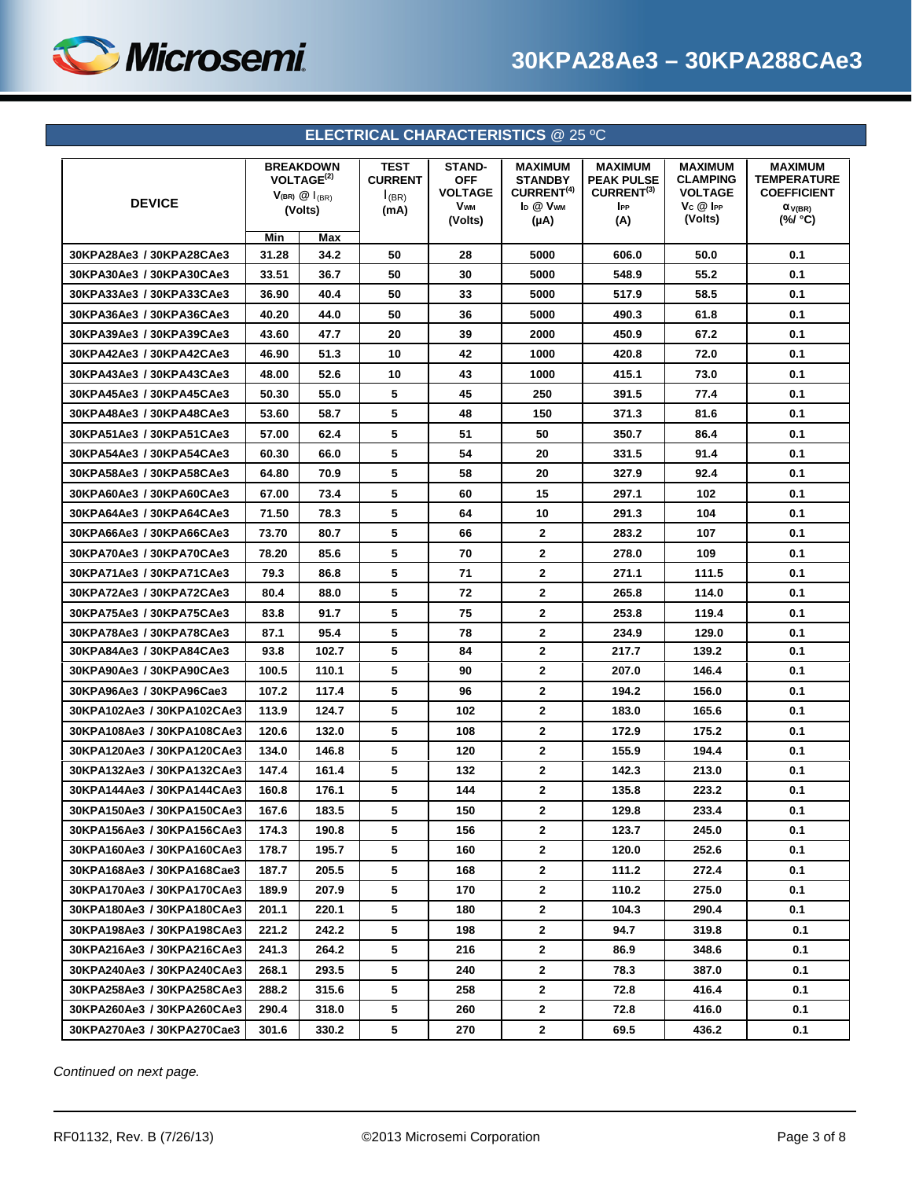## ELECTRICAL CHARACTERISTICS @ 25 ºC

| DEVICE | BREAKDOWN VOLTAGE[(2)] $V_{(BR)}$ @ $I_{(BR)}$ (Volts) | | TEST CURRENT $I_{(BR)}$ (mA) | STAND-OFF VOLTAGE $V_{WM}$ (Volts) | MAXIMUM STANDBY CURRENT[(4)] $I_D$ @ $V_{WM}$ (μA) | MAXIMUM PEAK PULSE CURRENT[(3)] $I_{PP}$ (A) | MAXIMUM CLAMPING VOLTAGE $V_C$ @ $I_{PP}$ (Volts) | MAXIMUM TEMPERATURE COEFFICIENT $\alpha_{V(BR)}$ (%/ °C) |
|---|---|---|---|---|---|---|---|---|
| | Min | Max | | | | | | |
| 30KPA28Ae3 / 30KPA28CAe3 | 31.28 | 34.2 | 50 | 28 | 5000 | 606.0 | 50.0 | 0.1 |
| 30KPA30Ae3 / 30KPA30CAe3 | 33.51 | 36.7 | 50 | 30 | 5000 | 548.9 | 55.2 | 0.1 |
| 30KPA33Ae3 / 30KPA33CAe3 | 36.90 | 40.4 | 50 | 33 | 5000 | 517.9 | 58.5 | 0.1 |
| 30KPA36Ae3 / 30KPA36CAe3 | 40.20 | 44.0 | 50 | 36 | 5000 | 490.3 | 61.8 | 0.1 |
| 30KPA39Ae3 / 30KPA39CAe3 | 43.60 | 47.7 | 20 | 39 | 2000 | 450.9 | 67.2 | 0.1 |
| 30KPA42Ae3 / 30KPA42CAe3 | 46.90 | 51.3 | 10 | 42 | 1000 | 420.8 | 72.0 | 0.1 |
| 30KPA43Ae3 / 30KPA43CAe3 | 48.00 | 52.6 | 10 | 43 | 1000 | 415.1 | 73.0 | 0.1 |
| 30KPA45Ae3 / 30KPA45CAe3 | 50.30 | 55.0 | 5 | 45 | 250 | 391.5 | 77.4 | 0.1 |
| 30KPA48Ae3 / 30KPA48CAe3 | 53.60 | 58.7 | 5 | 48 | 150 | 371.3 | 81.6 | 0.1 |
| 30KPA51Ae3 / 30KPA51CAe3 | 57.00 | 62.4 | 5 | 51 | 50 | 350.7 | 86.4 | 0.1 |
| 30KPA54Ae3 / 30KPA54CAe3 | 60.30 | 66.0 | 5 | 54 | 20 | 331.5 | 91.4 | 0.1 |
| 30KPA58Ae3 / 30KPA58CAe3 | 64.80 | 70.9 | 5 | 58 | 20 | 327.9 | 92.4 | 0.1 |
| 30KPA60Ae3 / 30KPA60CAe3 | 67.00 | 73.4 | 5 | 60 | 15 | 297.1 | 102 | 0.1 |
| 30KPA64Ae3 / 30KPA64CAe3 | 71.50 | 78.3 | 5 | 64 | 10 | 291.3 | 104 | 0.1 |
| 30KPA66Ae3 / 30KPA66CAe3 | 73.70 | 80.7 | 5 | 66 | 2 | 283.2 | 107 | 0.1 |
| 30KPA70Ae3 / 30KPA70CAe3 | 78.20 | 85.6 | 5 | 70 | 2 | 278.0 | 109 | 0.1 |
| 30KPA71Ae3 / 30KPA71CAe3 | 79.3 | 86.8 | 5 | 71 | 2 | 271.1 | 111.5 | 0.1 |
| 30KPA72Ae3 / 30KPA72CAe3 | 80.4 | 88.0 | 5 | 72 | 2 | 265.8 | 114.0 | 0.1 |
| 30KPA75Ae3 / 30KPA75CAe3 | 83.8 | 91.7 | 5 | 75 | 2 | 253.8 | 119.4 | 0.1 |
| 30KPA78Ae3 / 30KPA78CAe3 | 87.1 | 95.4 | 5 | 78 | 2 | 234.9 | 129.0 | 0.1 |
| 30KPA84Ae3 / 30KPA84CAe3 | 93.8 | 102.7 | 5 | 84 | 2 | 217.7 | 139.2 | 0.1 |
| 30KPA90Ae3 / 30KPA90CAe3 | 100.5 | 110.1 | 5 | 90 | 2 | 207.0 | 146.4 | 0.1 |
| 30KPA96Ae3 / 30KPA96Cae3 | 107.2 | 117.4 | 5 | 96 | 2 | 194.2 | 156.0 | 0.1 |
| 30KPA102Ae3 / 30KPA102CAe3 | 113.9 | 124.7 | 5 | 102 | 2 | 183.0 | 165.6 | 0.1 |
| 30KPA108Ae3 / 30KPA108CAe3 | 120.6 | 132.0 | 5 | 108 | 2 | 172.9 | 175.2 | 0.1 |
| 30KPA120Ae3 / 30KPA120CAe3 | 134.0 | 146.8 | 5 | 120 | 2 | 155.9 | 194.4 | 0.1 |
| 30KPA132Ae3 / 30KPA132CAe3 | 147.4 | 161.4 | 5 | 132 | 2 | 142.3 | 213.0 | 0.1 |
| 30KPA144Ae3 / 30KPA144CAe3 | 160.8 | 176.1 | 5 | 144 | 2 | 135.8 | 223.2 | 0.1 |
| 30KPA150Ae3 / 30KPA150CAe3 | 167.6 | 183.5 | 5 | 150 | 2 | 129.8 | 233.4 | 0.1 |
| 30KPA156Ae3 / 30KPA156CAe3 | 174.3 | 190.8 | 5 | 156 | 2 | 123.7 | 245.0 | 0.1 |
| 30KPA160Ae3 / 30KPA160CAe3 | 178.7 | 195.7 | 5 | 160 | 2 | 120.0 | 252.6 | 0.1 |
| 30KPA168Ae3 / 30KPA168Cae3 | 187.7 | 205.5 | 5 | 168 | 2 | 111.2 | 272.4 | 0.1 |
| 30KPA170Ae3 / 30KPA170CAe3 | 189.9 | 207.9 | 5 | 170 | 2 | 110.2 | 275.0 | 0.1 |
| 30KPA180Ae3 / 30KPA180CAe3 | 201.1 | 220.1 | 5 | 180 | 2 | 104.3 | 290.4 | 0.1 |
| 30KPA198Ae3 / 30KPA198CAe3 | 221.2 | 242.2 | 5 | 198 | 2 | 94.7 | 319.8 | 0.1 |
| 30KPA216Ae3 / 30KPA216CAe3 | 241.3 | 264.2 | 5 | 216 | 2 | 86.9 | 348.6 | 0.1 |
| 30KPA240Ae3 / 30KPA240CAe3 | 268.1 | 293.5 | 5 | 240 | 2 | 78.3 | 387.0 | 0.1 |
| 30KPA258Ae3 / 30KPA258CAe3 | 288.2 | 315.6 | 5 | 258 | 2 | 72.8 | 416.4 | 0.1 |
| 30KPA260Ae3 / 30KPA260CAe3 | 290.4 | 318.0 | 5 | 260 | 2 | 72.8 | 416.0 | 0.1 |
| 30KPA270Ae3 / 30KPA270Cae3 | 301.6 | 330.2 | 5 | 270 | 2 | 69.5 | 436.2 | 0.1 |

*Continued on next page.*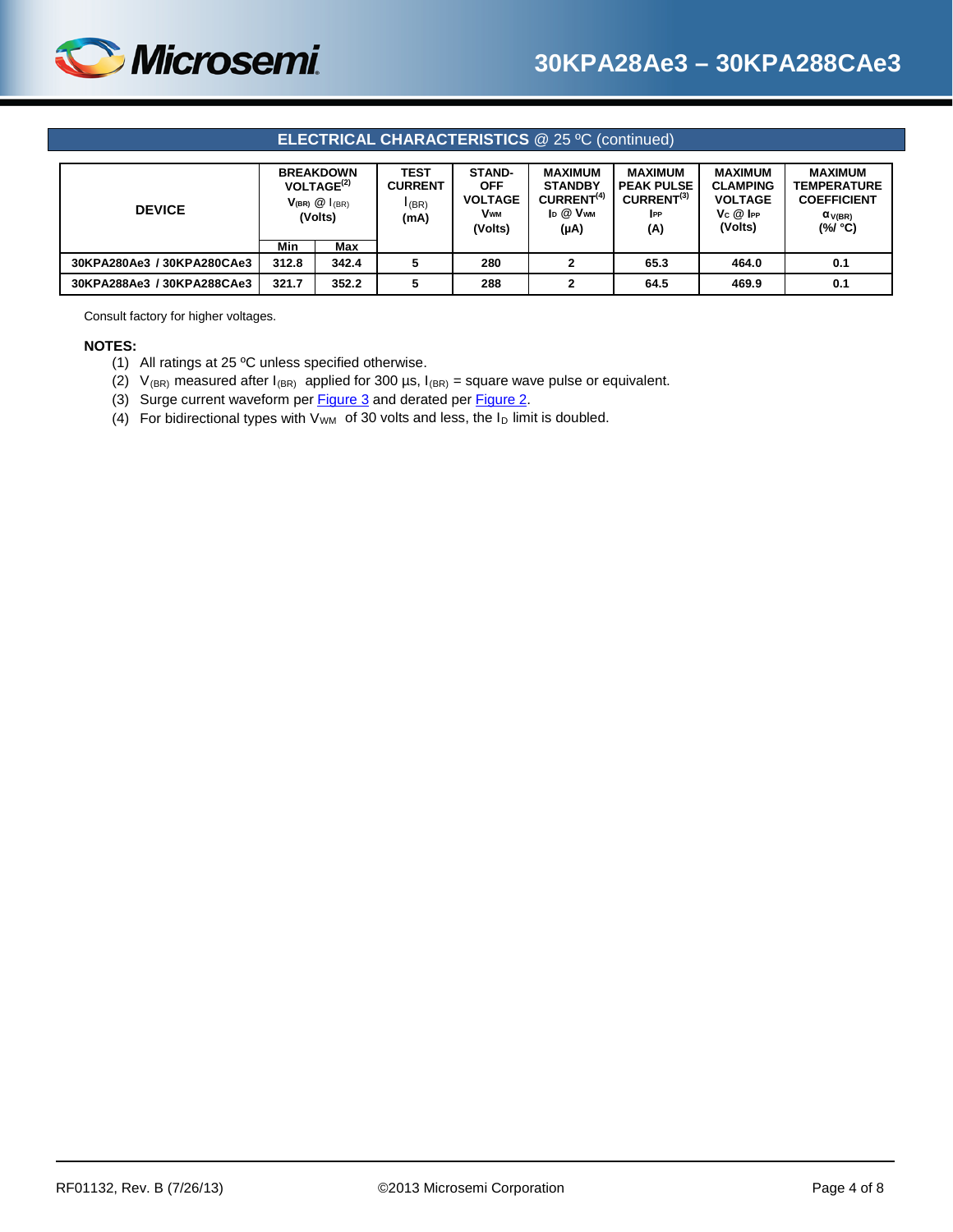## ELECTRICAL CHARACTERISTICS @ 25 ºC (continued)

| DEVICE | BREAKDOWN VOLTAGE[2] $V_{(BR)}$ @ $I_{(BR)}$ (Volts) | | TEST CURRENT $I_{(BR)}$ (mA) | STAND-OFF VOLTAGE $V_{WM}$ (Volts) | MAXIMUM STANDBY CURRENT[4] $I_D$ @ $V_{WM}$ (μA) | MAXIMUM PEAK PULSE CURRENT[3] $I_{PP}$ (A) | MAXIMUM CLAMPING VOLTAGE $V_C$ @ $I_{PP}$ (Volts) | MAXIMUM TEMPERATURE COEFFICIENT $\alpha_{V(BR)}$ (%/ °C) |
|---|---|---|---|---|---|---|---|---|
| | Min | Max | | | | | | |
| 30KPA280Ae3 / 30KPA280CAe3 | 312.8 | 342.4 | 5 | 280 | 2 | 65.3 | 464.0 | 0.1 |
| 30KPA288Ae3 / 30KPA288CAe3 | 321.7 | 352.2 | 5 | 288 | 2 | 64.5 | 469.9 | 0.1 |

Consult factory for higher voltages.

**NOTES:**

(1) All ratings at 25 ºC unless specified otherwise.

(2) $V_{(BR)}$ measured after $I_{(BR)}$ applied for 300 µs, $I_{(BR)}$ = square wave pulse or equivalent.

(3) Surge current waveform per Figure 3 and derated per Figure 2.

(4) For bidirectional types with $V_{WM}$ of 30 volts and less, the $I_D$ limit is doubled.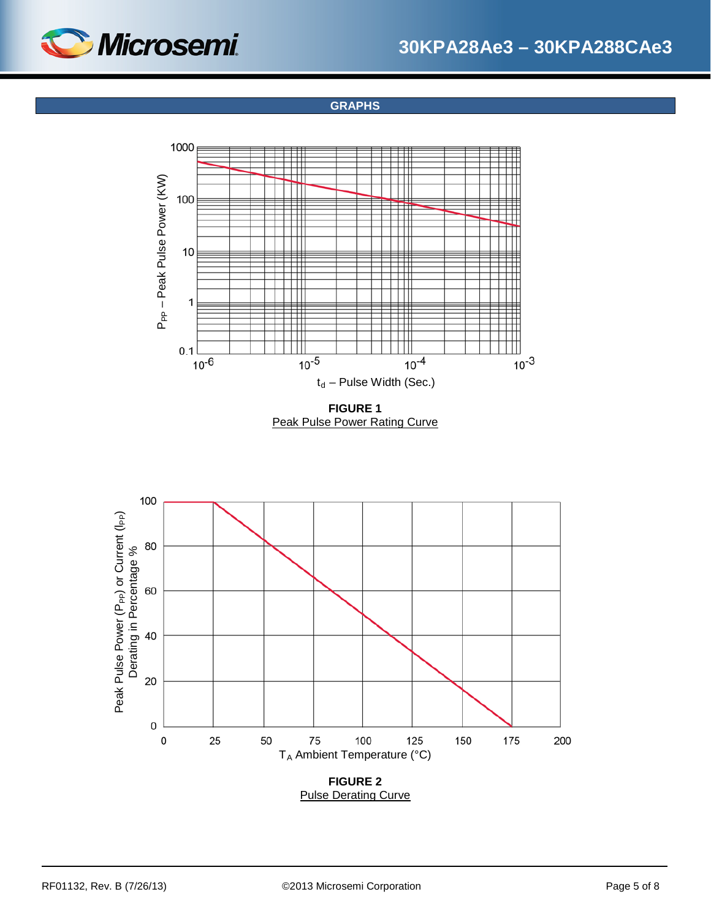## GRAPHS

1000

100

10

1

0.1

$P_{PP}$ – Peak Pulse Power (KW)

$10^{-6}$

$10^{-5}$

$10^{-4}$

$10^{-3}$

$t_d$ – Pulse Width (Sec.)

**FIGURE 1**
Peak Pulse Power Rating Curve

100

80

60

40

20

0

Peak Pulse Power ($P_{PP}$) or Current ($I_{PP}$) Derating in Percentage %

0

25

50

75

100

125

150

175

200

$T_A$ Ambient Temperature (°C)

**FIGURE 2**
Pulse Derating Curve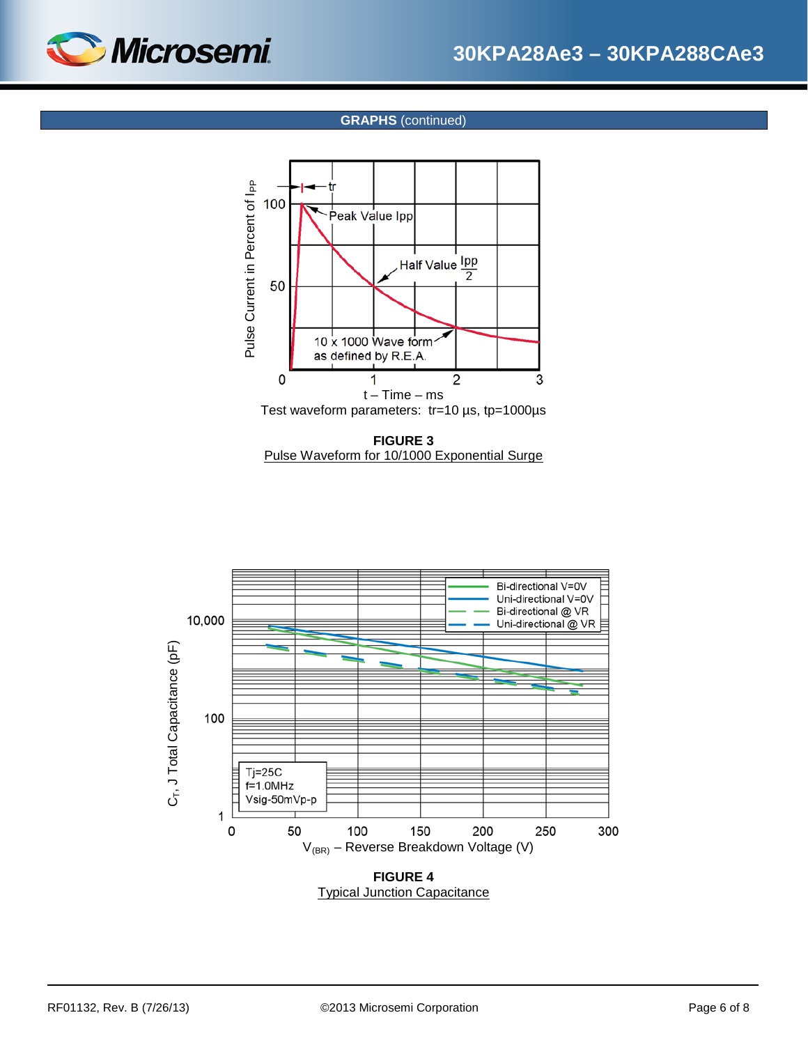## GRAPHS (continued)

tr
100
Peak Value Ipp
Half Value $\frac{Ipp}{2}$
50
10 x 1000 Wave form as defined by R.E.A.
0
1
2
3
Pulse Current in Percent of $I_{PP}$
t – Time – ms

Test waveform parameters: tr=10 µs, tp=1000µs

**FIGURE 3**
Pulse Waveform for 10/1000 Exponential Surge

Bi-directional V=0V
Uni-directional V=0V
Bi-directional @ VR
Uni-directional @ VR
10,000
100
1
Tj=25C
f=1.0MHz
Vsig-50mVp-p
0
50
100
150
200
250
300
$C_T$, J Total Capacitance (pF)
$V_{(BR)}$ – Reverse Breakdown Voltage (V)

**FIGURE 4**
Typical Junction Capacitance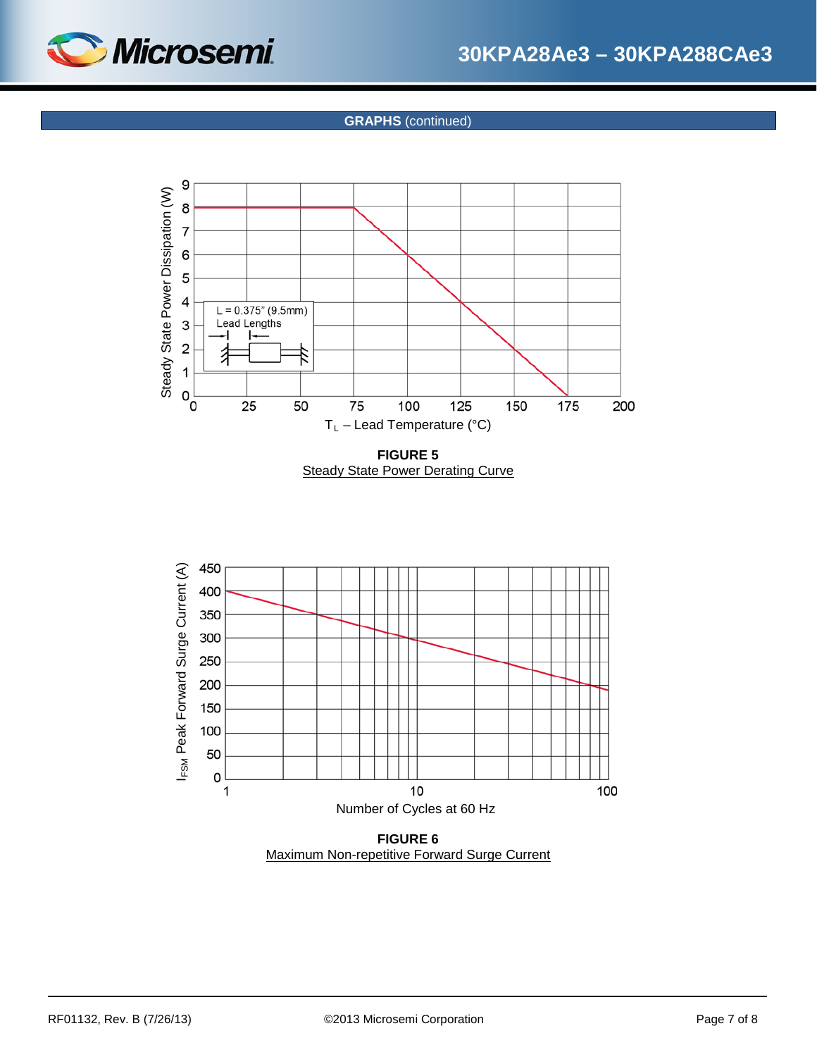## GRAPHS (continued)

Steady State Power Dissipation (W)

9
8
7
6
5
4
3
2
1
0

L = 0.375" (9.5mm)
Lead Lengths

0
25
50
75
100
125
150
175
200

$T_L$ – Lead Temperature (°C)

**FIGURE 5**
Steady State Power Derating Curve

$I_{FSM}$ Peak Forward Surge Current (A)

450
400
350
300
250
200
150
100
50
0

1
10
100

Number of Cycles at 60 Hz

**FIGURE 6**
Maximum Non-repetitive Forward Surge Current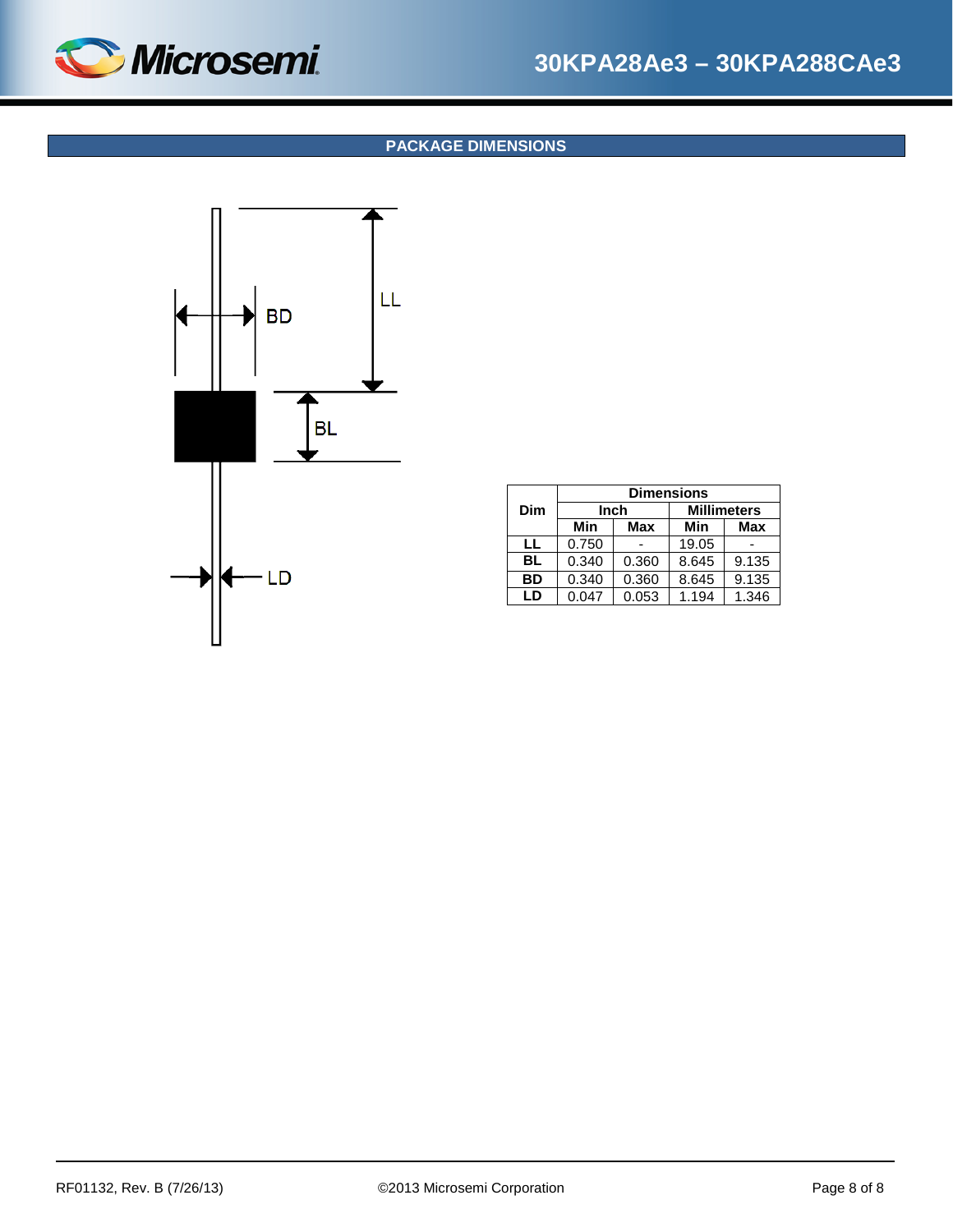## PACKAGE DIMENSIONS

BD

LL

BL

LD

| Dim | Dimensions | | | |
|---|---|---|---|---|
| | Inch | | Millimeters | |
| | Min | Max | Min | Max |
| LL | 0.750 | - | 19.05 | - |
| BL | 0.340 | 0.360 | 8.645 | 9.135 |
| BD | 0.340 | 0.360 | 8.645 | 9.135 |
| LD | 0.047 | 0.053 | 1.194 | 1.346 |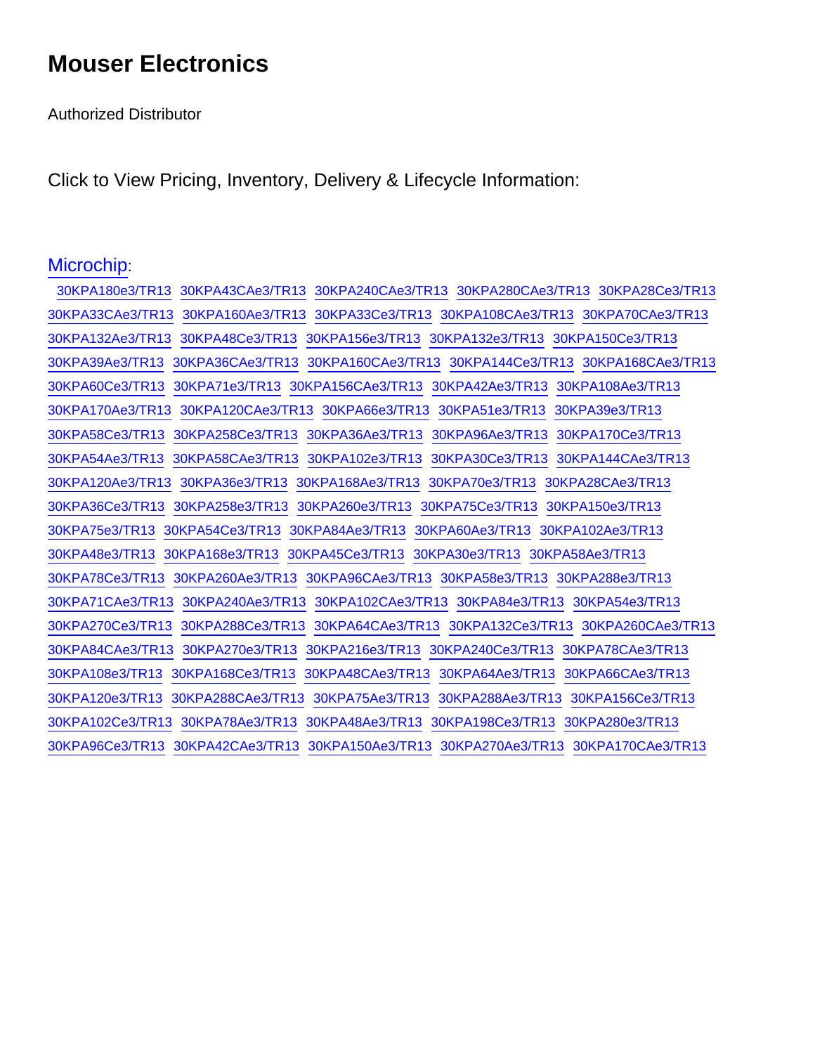# Mouser Electronics

Authorized Distributor

Click to View Pricing, Inventory, Delivery & Lifecycle Information:

Microchip:

30KPA180e3/TR13 30KPA43CAe3/TR13 30KPA240CAe3/TR13 30KPA280CAe3/TR13 30KPA28Ce3/TR13
30KPA33CAe3/TR13 30KPA160Ae3/TR13 30KPA33Ce3/TR13 30KPA108CAe3/TR13 30KPA70CAe3/TR13
30KPA132Ae3/TR13 30KPA48Ce3/TR13 30KPA156e3/TR13 30KPA132e3/TR13 30KPA150Ce3/TR13
30KPA39Ae3/TR13 30KPA36CAe3/TR13 30KPA160CAe3/TR13 30KPA144Ce3/TR13 30KPA168CAe3/TR13
30KPA60Ce3/TR13 30KPA71e3/TR13 30KPA156CAe3/TR13 30KPA42Ae3/TR13 30KPA108Ae3/TR13
30KPA170Ae3/TR13 30KPA120CAe3/TR13 30KPA66e3/TR13 30KPA51e3/TR13 30KPA39e3/TR13
30KPA58Ce3/TR13 30KPA258Ce3/TR13 30KPA36Ae3/TR13 30KPA96Ae3/TR13 30KPA170Ce3/TR13
30KPA54Ae3/TR13 30KPA58CAe3/TR13 30KPA102e3/TR13 30KPA30Ce3/TR13 30KPA144CAe3/TR13
30KPA120Ae3/TR13 30KPA36e3/TR13 30KPA168Ae3/TR13 30KPA70e3/TR13 30KPA28CAe3/TR13
30KPA36Ce3/TR13 30KPA258e3/TR13 30KPA260e3/TR13 30KPA75Ce3/TR13 30KPA150e3/TR13
30KPA75e3/TR13 30KPA54Ce3/TR13 30KPA84Ae3/TR13 30KPA60Ae3/TR13 30KPA102Ae3/TR13
30KPA48e3/TR13 30KPA168e3/TR13 30KPA45Ce3/TR13 30KPA30e3/TR13 30KPA58Ae3/TR13
30KPA78Ce3/TR13 30KPA260Ae3/TR13 30KPA96CAe3/TR13 30KPA58e3/TR13 30KPA288e3/TR13
30KPA71CAe3/TR13 30KPA240Ae3/TR13 30KPA102CAe3/TR13 30KPA84e3/TR13 30KPA54e3/TR13
30KPA270Ce3/TR13 30KPA288Ce3/TR13 30KPA64CAe3/TR13 30KPA132Ce3/TR13 30KPA260CAe3/TR13
30KPA84CAe3/TR13 30KPA270e3/TR13 30KPA216e3/TR13 30KPA240Ce3/TR13 30KPA78CAe3/TR13
30KPA108e3/TR13 30KPA168Ce3/TR13 30KPA48CAe3/TR13 30KPA64Ae3/TR13 30KPA66CAe3/TR13
30KPA120e3/TR13 30KPA288CAe3/TR13 30KPA75Ae3/TR13 30KPA288Ae3/TR13 30KPA156Ce3/TR13
30KPA102Ce3/TR13 30KPA78Ae3/TR13 30KPA48Ae3/TR13 30KPA198Ce3/TR13 30KPA280e3/TR13
30KPA96Ce3/TR13 30KPA42CAe3/TR13 30KPA150Ae3/TR13 30KPA270Ae3/TR13 30KPA170CAe3/TR13